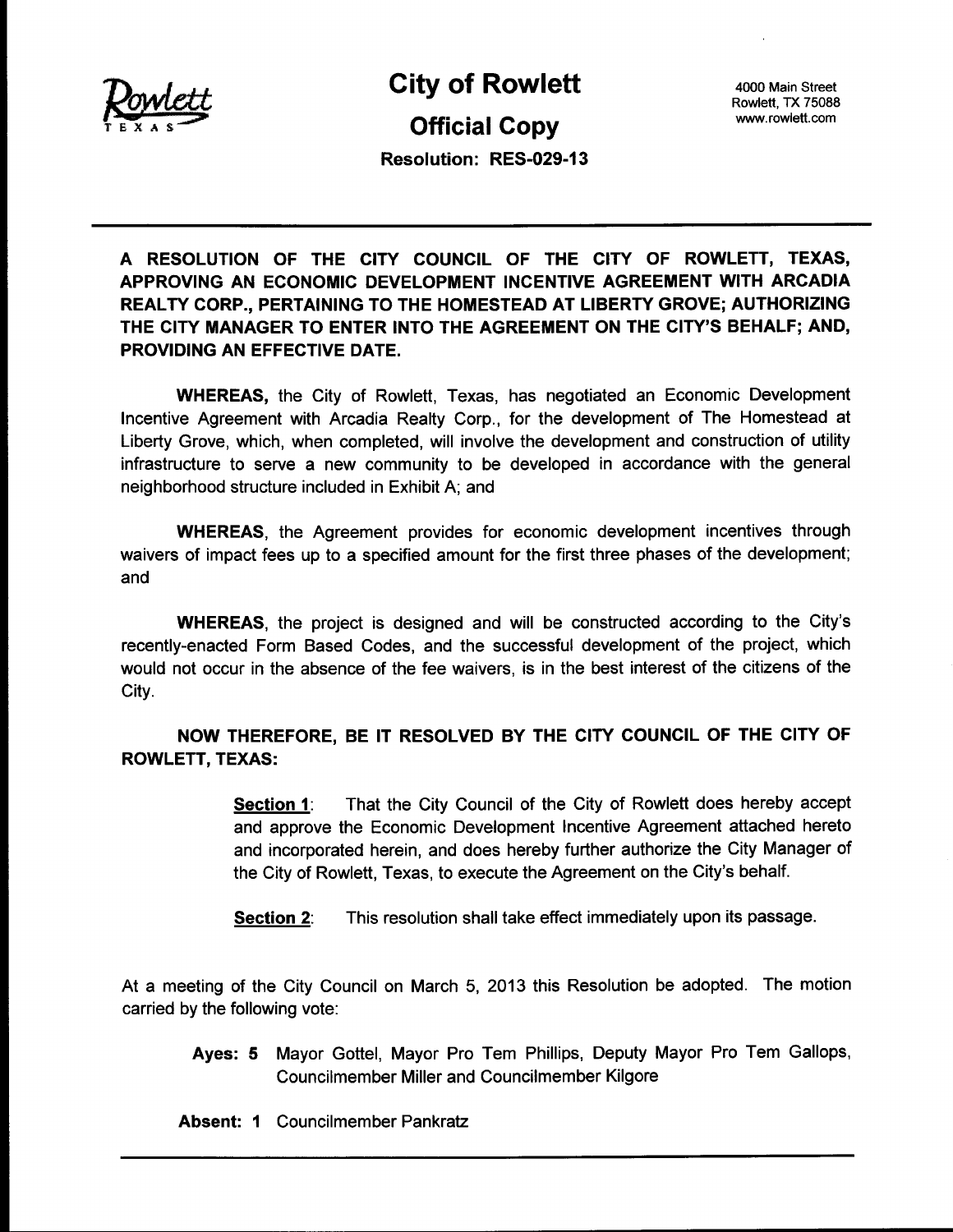# City of Rowlett

## Official Copy

**Resolution: RES-029-13**

4000 Main Street
Rowlett, TX 75088
www.rowlett.com

---

**A RESOLUTION OF THE CITY COUNCIL OF THE CITY OF ROWLETT, TEXAS, APPROVING AN ECONOMIC DEVELOPMENT INCENTIVE AGREEMENT WITH ARCADIA REALTY CORP., PERTAINING TO THE HOMESTEAD AT LIBERTY GROVE; AUTHORIZING THE CITY MANAGER TO ENTER INTO THE AGREEMENT ON THE CITY'S BEHALF; AND, PROVIDING AN EFFECTIVE DATE.**

**WHEREAS,** the City of Rowlett, Texas, has negotiated an Economic Development Incentive Agreement with Arcadia Realty Corp., for the development of The Homestead at Liberty Grove, which, when completed, will involve the development and construction of utility infrastructure to serve a new community to be developed in accordance with the general neighborhood structure included in Exhibit A; and

**WHEREAS**, the Agreement provides for economic development incentives through waivers of impact fees up to a specified amount for the first three phases of the development; and

**WHEREAS**, the project is designed and will be constructed according to the City's recently-enacted Form Based Codes, and the successful development of the project, which would not occur in the absence of the fee waivers, is in the best interest of the citizens of the City.

**NOW THEREFORE, BE IT RESOLVED BY THE CITY COUNCIL OF THE CITY OF ROWLETT, TEXAS:**

**Section 1**: That the City Council of the City of Rowlett does hereby accept and approve the Economic Development Incentive Agreement attached hereto and incorporated herein, and does hereby further authorize the City Manager of the City of Rowlett, Texas, to execute the Agreement on the City's behalf.

**Section 2**: This resolution shall take effect immediately upon its passage.

At a meeting of the City Council on March 5, 2013 this Resolution be adopted. The motion carried by the following vote:

**Ayes: 5** Mayor Gottel, Mayor Pro Tem Phillips, Deputy Mayor Pro Tem Gallops, Councilmember Miller and Councilmember Kilgore

**Absent: 1** Councilmember Pankratz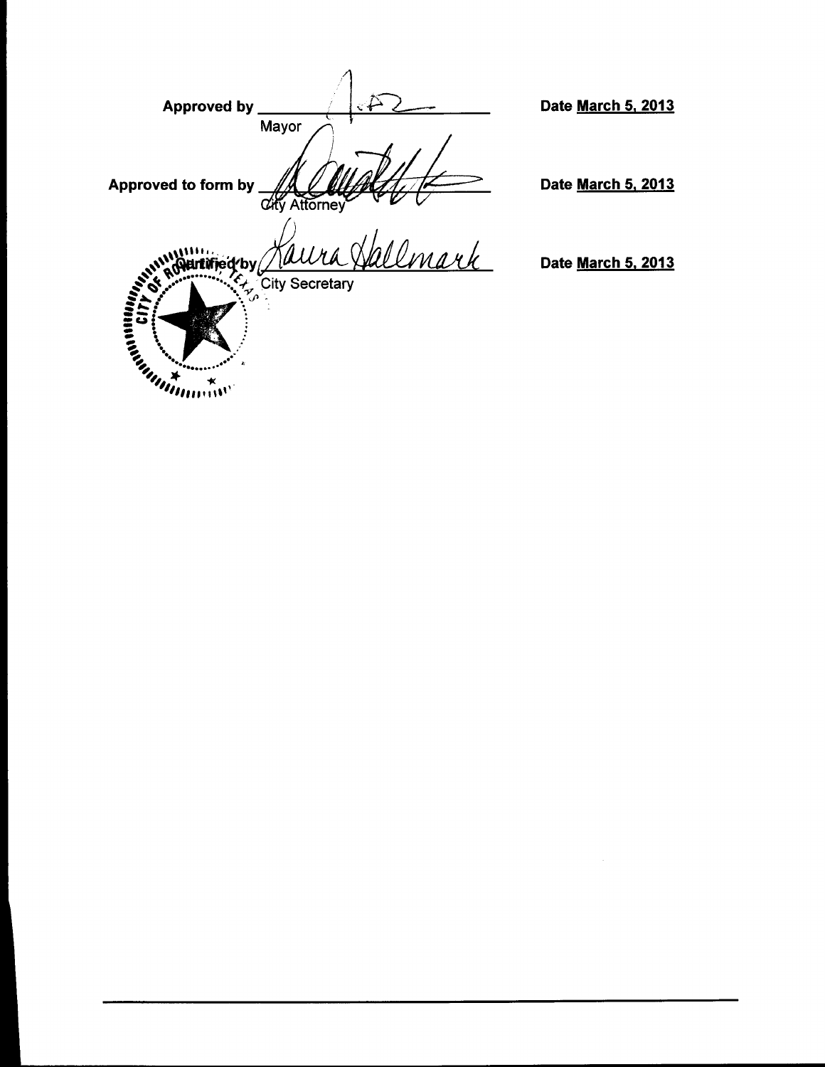Approved by ______________________ Date March 5, 2013
Mayor

Approved to form by ______________________ Date March 5, 2013
City Attorney

Certified by ______________________ Date March 5, 2013
City Secretary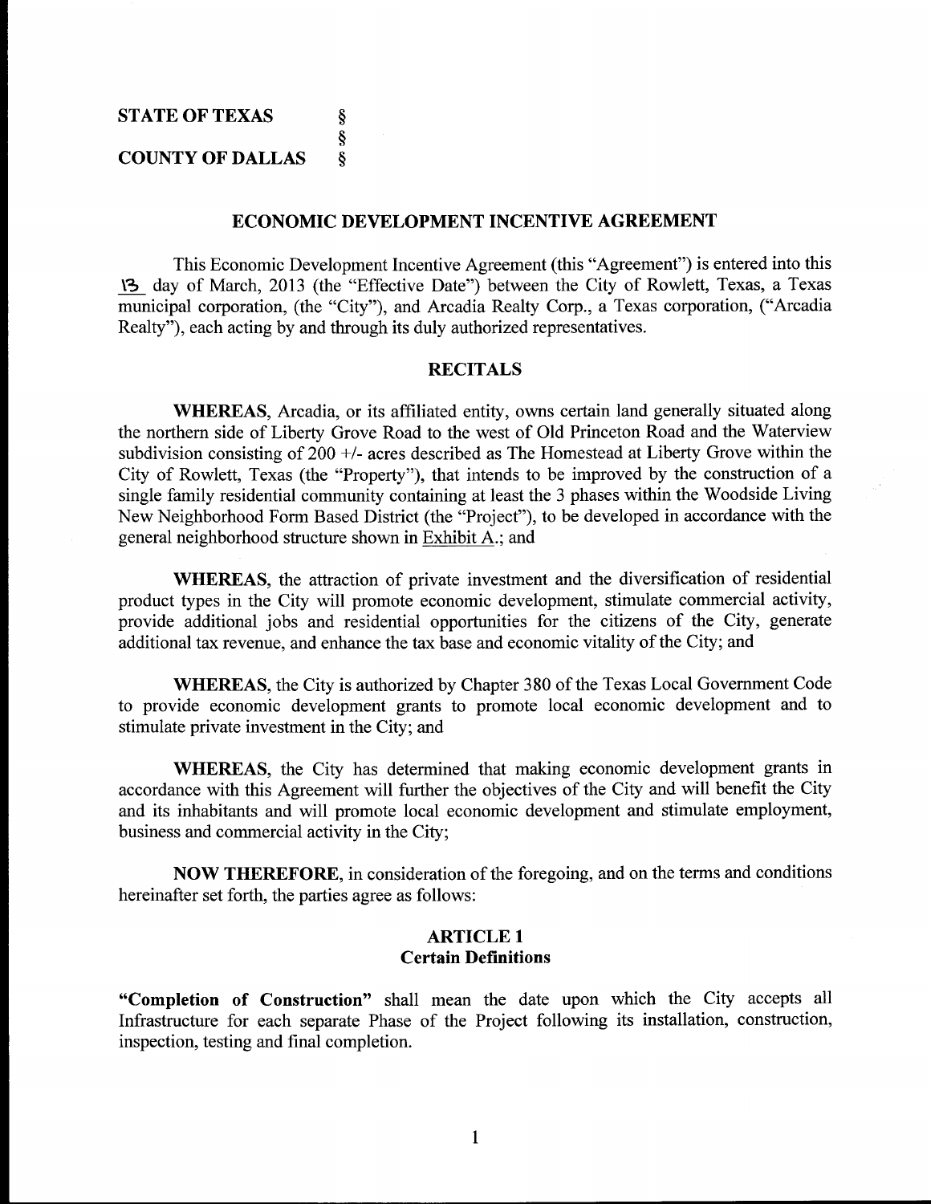**STATE OF TEXAS §**
**§**
**COUNTY OF DALLAS §**

## ECONOMIC DEVELOPMENT INCENTIVE AGREEMENT

This Economic Development Incentive Agreement (this "Agreement") is entered into this 13 day of March, 2013 (the "Effective Date") between the City of Rowlett, Texas, a Texas municipal corporation, (the "City"), and Arcadia Realty Corp., a Texas corporation, ("Arcadia Realty"), each acting by and through its duly authorized representatives.

## RECITALS

**WHEREAS**, Arcadia, or its affiliated entity, owns certain land generally situated along the northern side of Liberty Grove Road to the west of Old Princeton Road and the Waterview subdivision consisting of 200 +/- acres described as The Homestead at Liberty Grove within the City of Rowlett, Texas (the "Property"), that intends to be improved by the construction of a single family residential community containing at least the 3 phases within the Woodside Living New Neighborhood Form Based District (the "Project"), to be developed in accordance with the general neighborhood structure shown in Exhibit A.; and

**WHEREAS**, the attraction of private investment and the diversification of residential product types in the City will promote economic development, stimulate commercial activity, provide additional jobs and residential opportunities for the citizens of the City, generate additional tax revenue, and enhance the tax base and economic vitality of the City; and

**WHEREAS**, the City is authorized by Chapter 380 of the Texas Local Government Code to provide economic development grants to promote local economic development and to stimulate private investment in the City; and

**WHEREAS**, the City has determined that making economic development grants in accordance with this Agreement will further the objectives of the City and will benefit the City and its inhabitants and will promote local economic development and stimulate employment, business and commercial activity in the City;

**NOW THEREFORE**, in consideration of the foregoing, and on the terms and conditions hereinafter set forth, the parties agree as follows:

## ARTICLE 1
### Certain Definitions

**"Completion of Construction"** shall mean the date upon which the City accepts all Infrastructure for each separate Phase of the Project following its installation, construction, inspection, testing and final completion.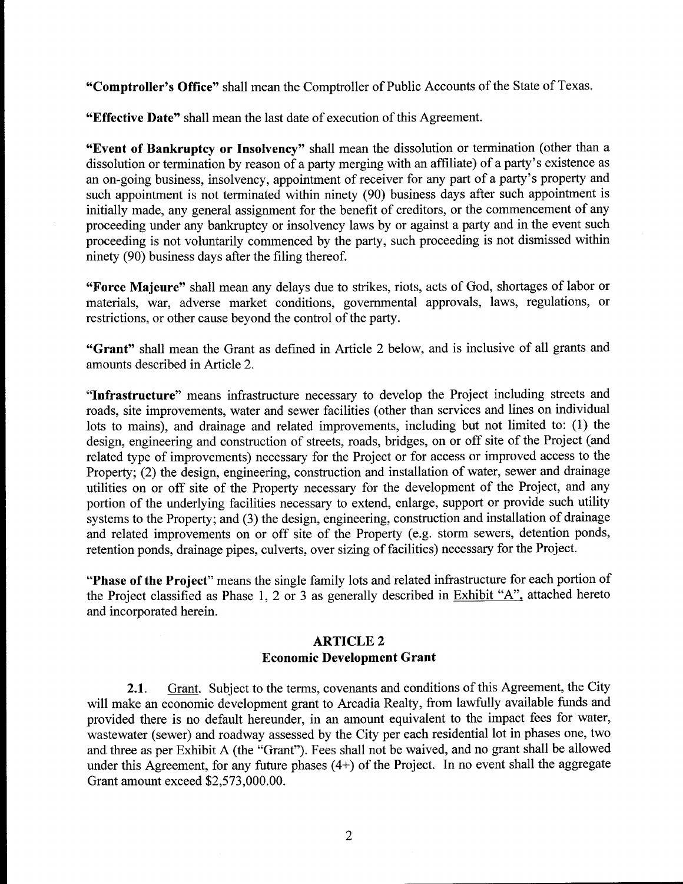**"Comptroller's Office"** shall mean the Comptroller of Public Accounts of the State of Texas.

**"Effective Date"** shall mean the last date of execution of this Agreement.

**"Event of Bankruptcy or Insolvency"** shall mean the dissolution or termination (other than a dissolution or termination by reason of a party merging with an affiliate) of a party's existence as an on-going business, insolvency, appointment of receiver for any part of a party's property and such appointment is not terminated within ninety (90) business days after such appointment is initially made, any general assignment for the benefit of creditors, or the commencement of any proceeding under any bankruptcy or insolvency laws by or against a party and in the event such proceeding is not voluntarily commenced by the party, such proceeding is not dismissed within ninety (90) business days after the filing thereof.

**"Force Majeure"** shall mean any delays due to strikes, riots, acts of God, shortages of labor or materials, war, adverse market conditions, governmental approvals, laws, regulations, or restrictions, or other cause beyond the control of the party.

**"Grant"** shall mean the Grant as defined in Article 2 below, and is inclusive of all grants and amounts described in Article 2.

"**Infrastructure**" means infrastructure necessary to develop the Project including streets and roads, site improvements, water and sewer facilities (other than services and lines on individual lots to mains), and drainage and related improvements, including but not limited to: (1) the design, engineering and construction of streets, roads, bridges, on or off site of the Project (and related type of improvements) necessary for the Project or for access or improved access to the Property; (2) the design, engineering, construction and installation of water, sewer and drainage utilities on or off site of the Property necessary for the development of the Project, and any portion of the underlying facilities necessary to extend, enlarge, support or provide such utility systems to the Property; and (3) the design, engineering, construction and installation of drainage and related improvements on or off site of the Property (e.g. storm sewers, detention ponds, retention ponds, drainage pipes, culverts, over sizing of facilities) necessary for the Project.

"**Phase of the Project**" means the single family lots and related infrastructure for each portion of the Project classified as Phase 1, 2 or 3 as generally described in Exhibit "A", attached hereto and incorporated herein.

## ARTICLE 2
## Economic Development Grant

**2.1.** Grant. Subject to the terms, covenants and conditions of this Agreement, the City will make an economic development grant to Arcadia Realty, from lawfully available funds and provided there is no default hereunder, in an amount equivalent to the impact fees for water, wastewater (sewer) and roadway assessed by the City per each residential lot in phases one, two and three as per Exhibit A (the "Grant"). Fees shall not be waived, and no grant shall be allowed under this Agreement, for any future phases (4+) of the Project. In no event shall the aggregate Grant amount exceed $2,573,000.00.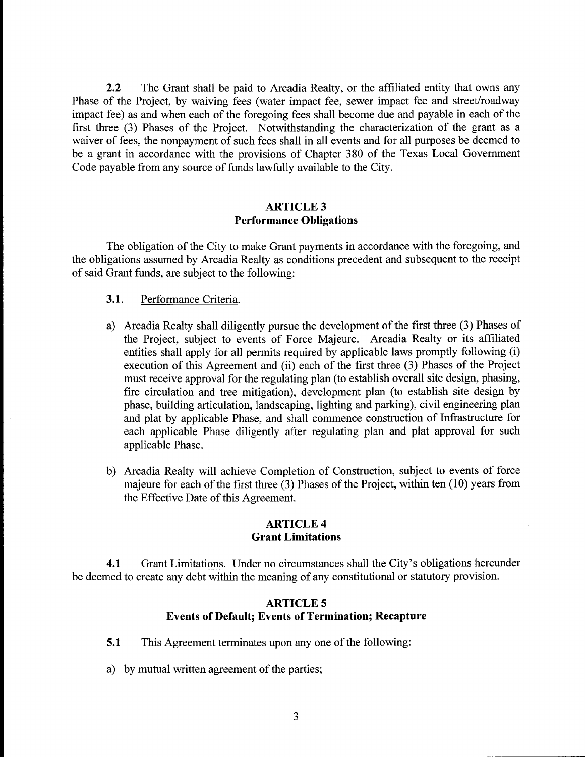**2.2** The Grant shall be paid to Arcadia Realty, or the affiliated entity that owns any Phase of the Project, by waiving fees (water impact fee, sewer impact fee and street/roadway impact fee) as and when each of the foregoing fees shall become due and payable in each of the first three (3) Phases of the Project. Notwithstanding the characterization of the grant as a waiver of fees, the nonpayment of such fees shall in all events and for all purposes be deemed to be a grant in accordance with the provisions of Chapter 380 of the Texas Local Government Code payable from any source of funds lawfully available to the City.

## ARTICLE 3
## Performance Obligations

The obligation of the City to make Grant payments in accordance with the foregoing, and the obligations assumed by Arcadia Realty as conditions precedent and subsequent to the receipt of said Grant funds, are subject to the following:

**3.1**. Performance Criteria.

a) Arcadia Realty shall diligently pursue the development of the first three (3) Phases of the Project, subject to events of Force Majeure. Arcadia Realty or its affiliated entities shall apply for all permits required by applicable laws promptly following (i) execution of this Agreement and (ii) each of the first three (3) Phases of the Project must receive approval for the regulating plan (to establish overall site design, phasing, fire circulation and tree mitigation), development plan (to establish site design by phase, building articulation, landscaping, lighting and parking), civil engineering plan and plat by applicable Phase, and shall commence construction of Infrastructure for each applicable Phase diligently after regulating plan and plat approval for such applicable Phase.

b) Arcadia Realty will achieve Completion of Construction, subject to events of force majeure for each of the first three (3) Phases of the Project, within ten (10) years from the Effective Date of this Agreement.

## ARTICLE 4
## Grant Limitations

**4.1** Grant Limitations. Under no circumstances shall the City's obligations hereunder be deemed to create any debt within the meaning of any constitutional or statutory provision.

## ARTICLE 5
## Events of Default; Events of Termination; Recapture

**5.1** This Agreement terminates upon any one of the following:

a) by mutual written agreement of the parties;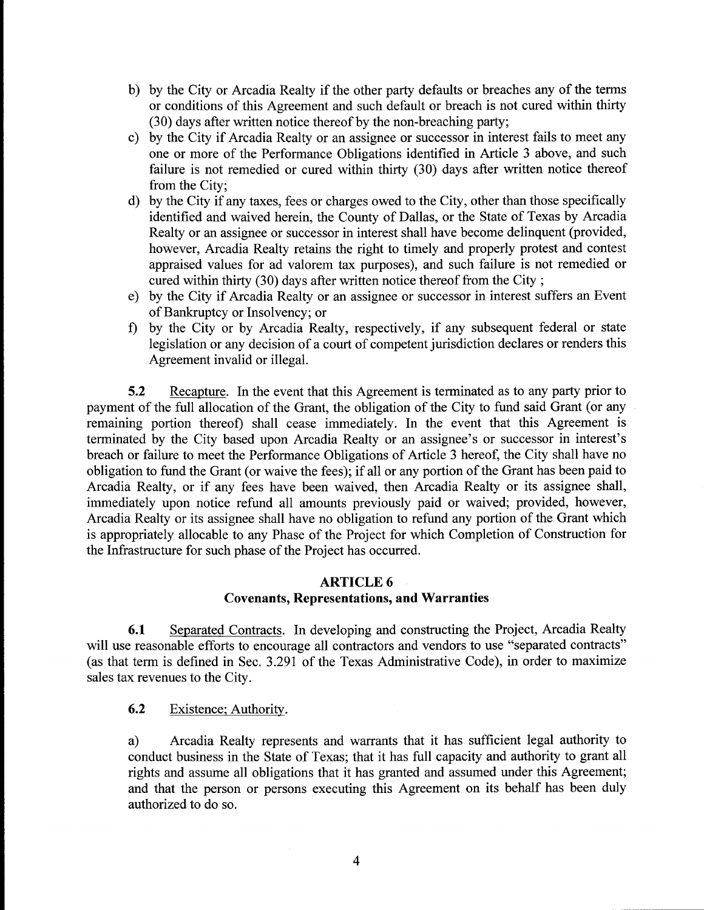b) by the City or Arcadia Realty if the other party defaults or breaches any of the terms or conditions of this Agreement and such default or breach is not cured within thirty (30) days after written notice thereof by the non-breaching party;

c) by the City if Arcadia Realty or an assignee or successor in interest fails to meet any one or more of the Performance Obligations identified in Article 3 above, and such failure is not remedied or cured within thirty (30) days after written notice thereof from the City;

d) by the City if any taxes, fees or charges owed to the City, other than those specifically identified and waived herein, the County of Dallas, or the State of Texas by Arcadia Realty or an assignee or successor in interest shall have become delinquent (provided, however, Arcadia Realty retains the right to timely and properly protest and contest appraised values for ad valorem tax purposes), and such failure is not remedied or cured within thirty (30) days after written notice thereof from the City ;

e) by the City if Arcadia Realty or an assignee or successor in interest suffers an Event of Bankruptcy or Insolvency; or

f) by the City or by Arcadia Realty, respectively, if any subsequent federal or state legislation or any decision of a court of competent jurisdiction declares or renders this Agreement invalid or illegal.

**5.2** Recapture. In the event that this Agreement is terminated as to any party prior to payment of the full allocation of the Grant, the obligation of the City to fund said Grant (or any remaining portion thereof) shall cease immediately. In the event that this Agreement is terminated by the City based upon Arcadia Realty or an assignee's or successor in interest's breach or failure to meet the Performance Obligations of Article 3 hereof, the City shall have no obligation to fund the Grant (or waive the fees); if all or any portion of the Grant has been paid to Arcadia Realty, or if any fees have been waived, then Arcadia Realty or its assignee shall, immediately upon notice refund all amounts previously paid or waived; provided, however, Arcadia Realty or its assignee shall have no obligation to refund any portion of the Grant which is appropriately allocable to any Phase of the Project for which Completion of Construction for the Infrastructure for such phase of the Project has occurred.

## ARTICLE 6
## Covenants, Representations, and Warranties

**6.1** Separated Contracts. In developing and constructing the Project, Arcadia Realty will use reasonable efforts to encourage all contractors and vendors to use "separated contracts" (as that term is defined in Sec. 3.291 of the Texas Administrative Code), in order to maximize sales tax revenues to the City.

**6.2** Existence; Authority.

a) Arcadia Realty represents and warrants that it has sufficient legal authority to conduct business in the State of Texas; that it has full capacity and authority to grant all rights and assume all obligations that it has granted and assumed under this Agreement; and that the person or persons executing this Agreement on its behalf has been duly authorized to do so.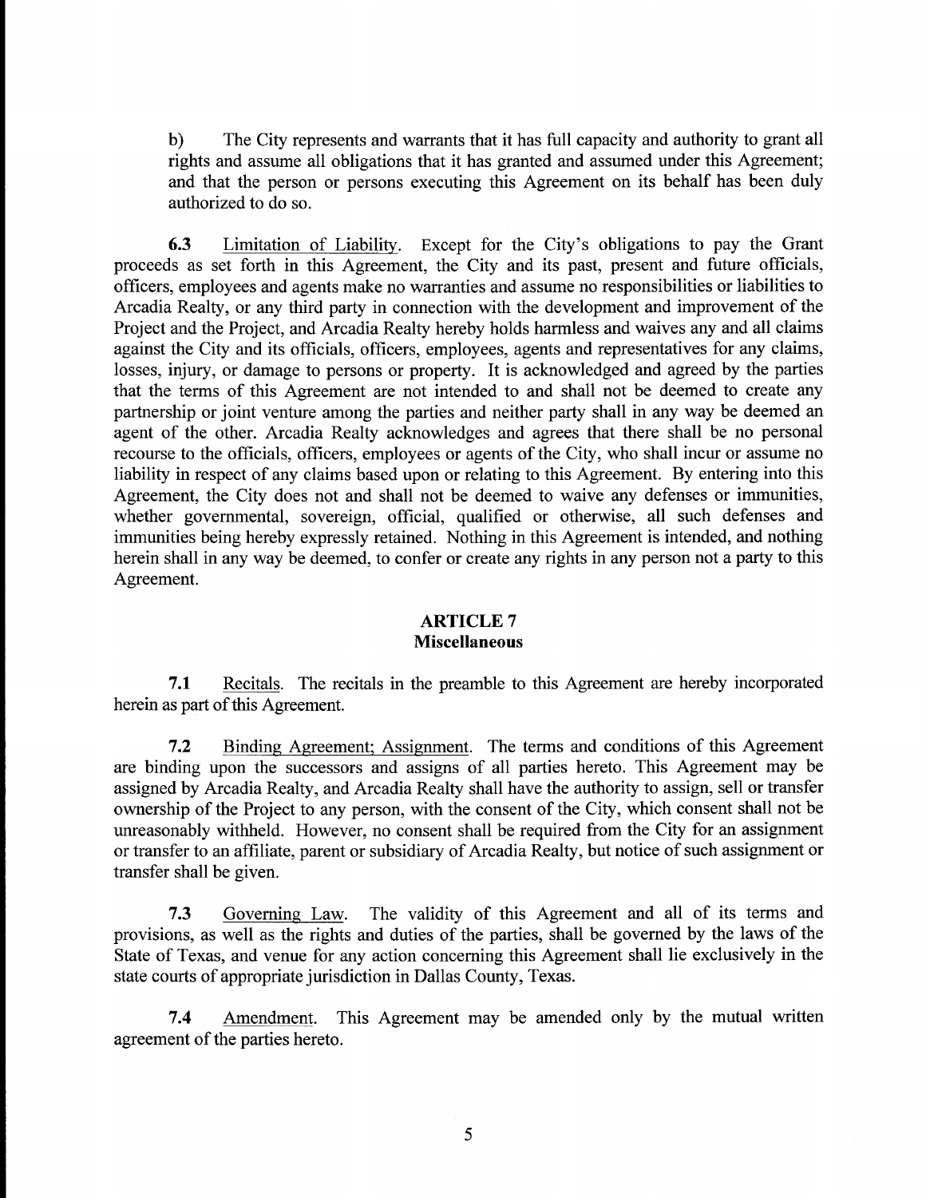b) The City represents and warrants that it has full capacity and authority to grant all rights and assume all obligations that it has granted and assumed under this Agreement; and that the person or persons executing this Agreement on its behalf has been duly authorized to do so.

**6.3** Limitation of Liability. Except for the City's obligations to pay the Grant proceeds as set forth in this Agreement, the City and its past, present and future officials, officers, employees and agents make no warranties and assume no responsibilities or liabilities to Arcadia Realty, or any third party in connection with the development and improvement of the Project and the Project, and Arcadia Realty hereby holds harmless and waives any and all claims against the City and its officials, officers, employees, agents and representatives for any claims, losses, injury, or damage to persons or property. It is acknowledged and agreed by the parties that the terms of this Agreement are not intended to and shall not be deemed to create any partnership or joint venture among the parties and neither party shall in any way be deemed an agent of the other. Arcadia Realty acknowledges and agrees that there shall be no personal recourse to the officials, officers, employees or agents of the City, who shall incur or assume no liability in respect of any claims based upon or relating to this Agreement. By entering into this Agreement, the City does not and shall not be deemed to waive any defenses or immunities, whether governmental, sovereign, official, qualified or otherwise, all such defenses and immunities being hereby expressly retained. Nothing in this Agreement is intended, and nothing herein shall in any way be deemed, to confer or create any rights in any person not a party to this Agreement.

## ARTICLE 7
## Miscellaneous

**7.1** Recitals. The recitals in the preamble to this Agreement are hereby incorporated herein as part of this Agreement.

**7.2** Binding Agreement; Assignment. The terms and conditions of this Agreement are binding upon the successors and assigns of all parties hereto. This Agreement may be assigned by Arcadia Realty, and Arcadia Realty shall have the authority to assign, sell or transfer ownership of the Project to any person, with the consent of the City, which consent shall not be unreasonably withheld. However, no consent shall be required from the City for an assignment or transfer to an affiliate, parent or subsidiary of Arcadia Realty, but notice of such assignment or transfer shall be given.

**7.3** Governing Law. The validity of this Agreement and all of its terms and provisions, as well as the rights and duties of the parties, shall be governed by the laws of the State of Texas, and venue for any action concerning this Agreement shall lie exclusively in the state courts of appropriate jurisdiction in Dallas County, Texas.

**7.4** Amendment. This Agreement may be amended only by the mutual written agreement of the parties hereto.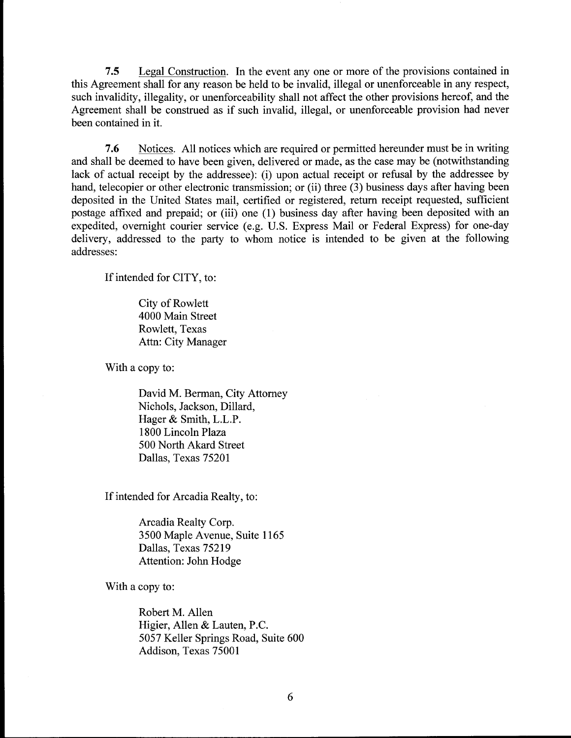**7.5** Legal Construction. In the event any one or more of the provisions contained in this Agreement shall for any reason be held to be invalid, illegal or unenforceable in any respect, such invalidity, illegality, or unenforceability shall not affect the other provisions hereof, and the Agreement shall be construed as if such invalid, illegal, or unenforceable provision had never been contained in it.

**7.6** Notices. All notices which are required or permitted hereunder must be in writing and shall be deemed to have been given, delivered or made, as the case may be (notwithstanding lack of actual receipt by the addressee): (i) upon actual receipt or refusal by the addressee by hand, telecopier or other electronic transmission; or (ii) three (3) business days after having been deposited in the United States mail, certified or registered, return receipt requested, sufficient postage affixed and prepaid; or (iii) one (1) business day after having been deposited with an expedited, overnight courier service (e.g. U.S. Express Mail or Federal Express) for one-day delivery, addressed to the party to whom notice is intended to be given at the following addresses:

If intended for CITY, to:

> City of Rowlett
> 4000 Main Street
> Rowlett, Texas
> Attn: City Manager

With a copy to:

> David M. Berman, City Attorney
> Nichols, Jackson, Dillard,
> Hager & Smith, L.L.P.
> 1800 Lincoln Plaza
> 500 North Akard Street
> Dallas, Texas 75201

If intended for Arcadia Realty, to:

> Arcadia Realty Corp.
> 3500 Maple Avenue, Suite 1165
> Dallas, Texas 75219
> Attention: John Hodge

With a copy to:

> Robert M. Allen
> Higier, Allen & Lauten, P.C.
> 5057 Keller Springs Road, Suite 600
> Addison, Texas 75001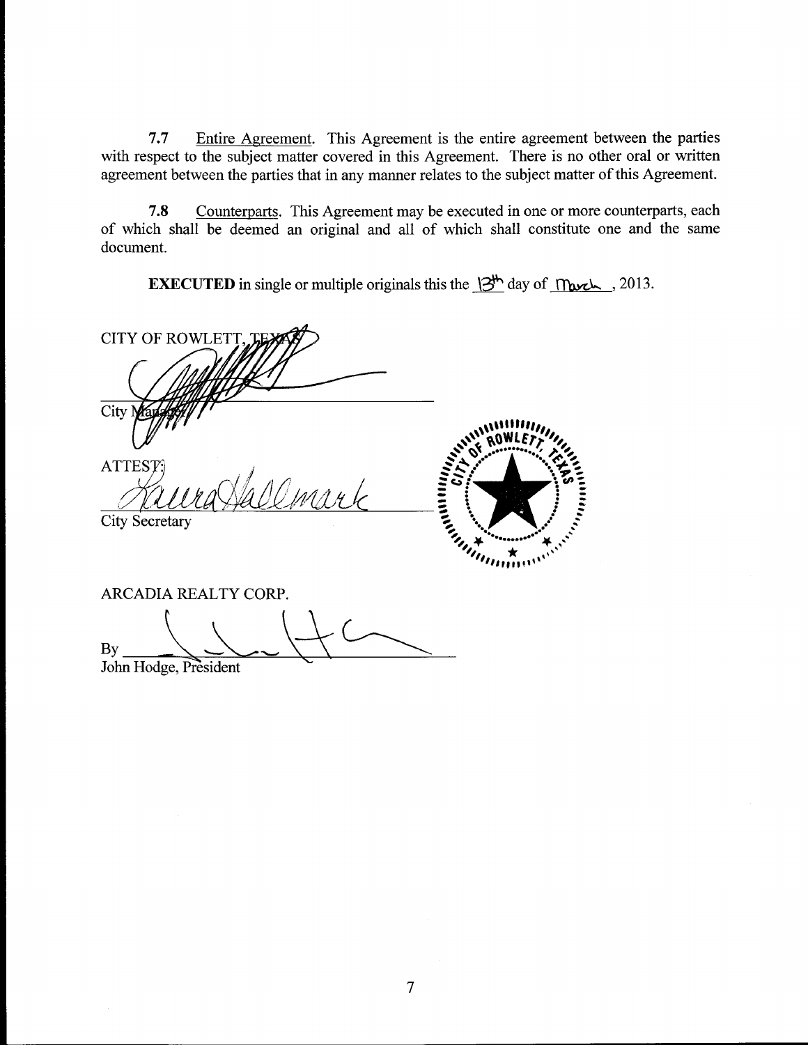**7.7** Entire Agreement. This Agreement is the entire agreement between the parties with respect to the subject matter covered in this Agreement. There is no other oral or written agreement between the parties that in any manner relates to the subject matter of this Agreement.

**7.8** Counterparts. This Agreement may be executed in one or more counterparts, each of which shall be deemed an original and all of which shall constitute one and the same document.

**EXECUTED** in single or multiple originals this the 13th day of March, 2013.

CITY OF ROWLETT, TEXAS

City Manager

ATTEST:

City Secretary

ARCADIA REALTY CORP.

By

John Hodge, President